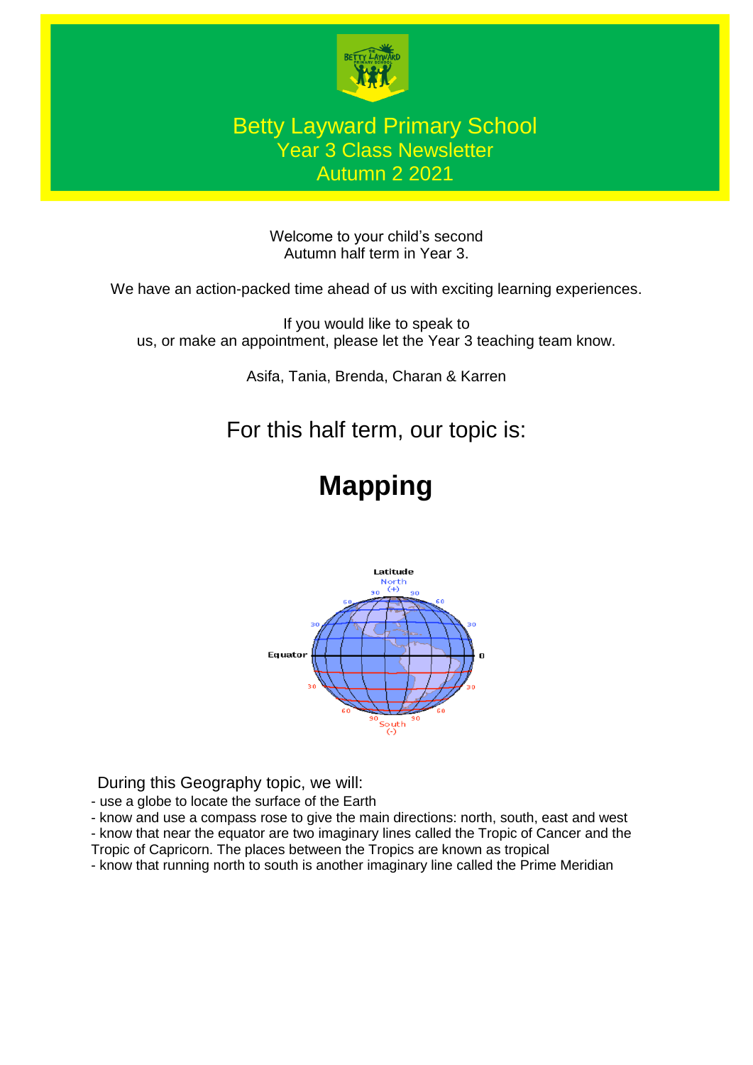# Betty Layward Primary School

## Year 3 Class Newsletter

## Autumn 2 2021

Welcome to your child's second Autumn half term in Year 3.

We have an action-packed time ahead of us with exciting learning experiences.

If you would like to speak to us, or make an appointment, please let the Year 3 teaching team know.

Asifa, Tania, Brenda, Charan & Karren

For this half term, our topic is:

# Mapping

During this Geography topic, we will:

- use a globe to locate the surface of the Earth
- know and use a compass rose to give the main directions: north, south, east and west
- know that near the equator are two imaginary lines called the Tropic of Cancer and the Tropic of Capricorn. The places between the Tropics are known as tropical
- know that running north to south is another imaginary line called the Prime Meridian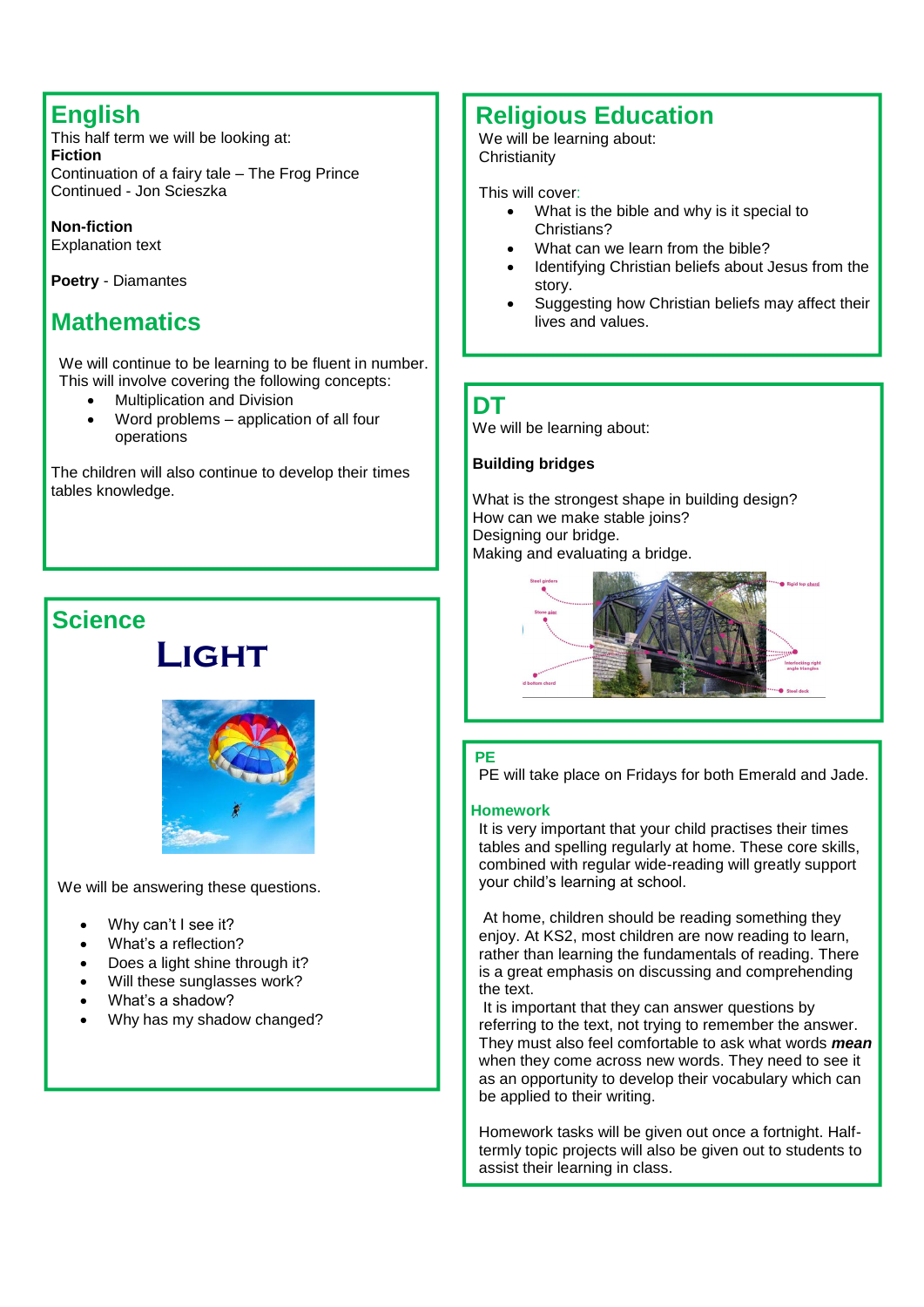## English

This half term we will be looking at:

**Fiction**

Continuation of a fairy tale – The Frog Prince Continued - Jon Scieszka

**Non-fiction**

Explanation text

**Poetry** - Diamantes

## Mathematics

We will continue to be learning to be fluent in number. This will involve covering the following concepts:

- Multiplication and Division
- Word problems – application of all four operations

The children will also continue to develop their times tables knowledge.

## Science

### Light

We will be answering these questions.

- Why can't I see it?
- What's a reflection?
- Does a light shine through it?
- Will these sunglasses work?
- What's a shadow?
- Why has my shadow changed?

## Religious Education

We will be learning about:
Christianity

This will cover:

- What is the bible and why is it special to Christians?
- What can we learn from the bible?
- Identifying Christian beliefs about Jesus from the story.
- Suggesting how Christian beliefs may affect their lives and values.

## DT

We will be learning about:

**Building bridges**

What is the strongest shape in building design?
How can we make stable joins?
Designing our bridge.
Making and evaluating a bridge.

### PE

PE will take place on Fridays for both Emerald and Jade.

### Homework

It is very important that your child practises their times tables and spelling regularly at home. These core skills, combined with regular wide-reading will greatly support your child's learning at school.

At home, children should be reading something they enjoy. At KS2, most children are now reading to learn, rather than learning the fundamentals of reading. There is a great emphasis on discussing and comprehending the text.

It is important that they can answer questions by referring to the text, not trying to remember the answer. They must also feel comfortable to ask what words ***mean*** when they come across new words. They need to see it as an opportunity to develop their vocabulary which can be applied to their writing.

Homework tasks will be given out once a fortnight. Half-termly topic projects will also be given out to students to assist their learning in class.